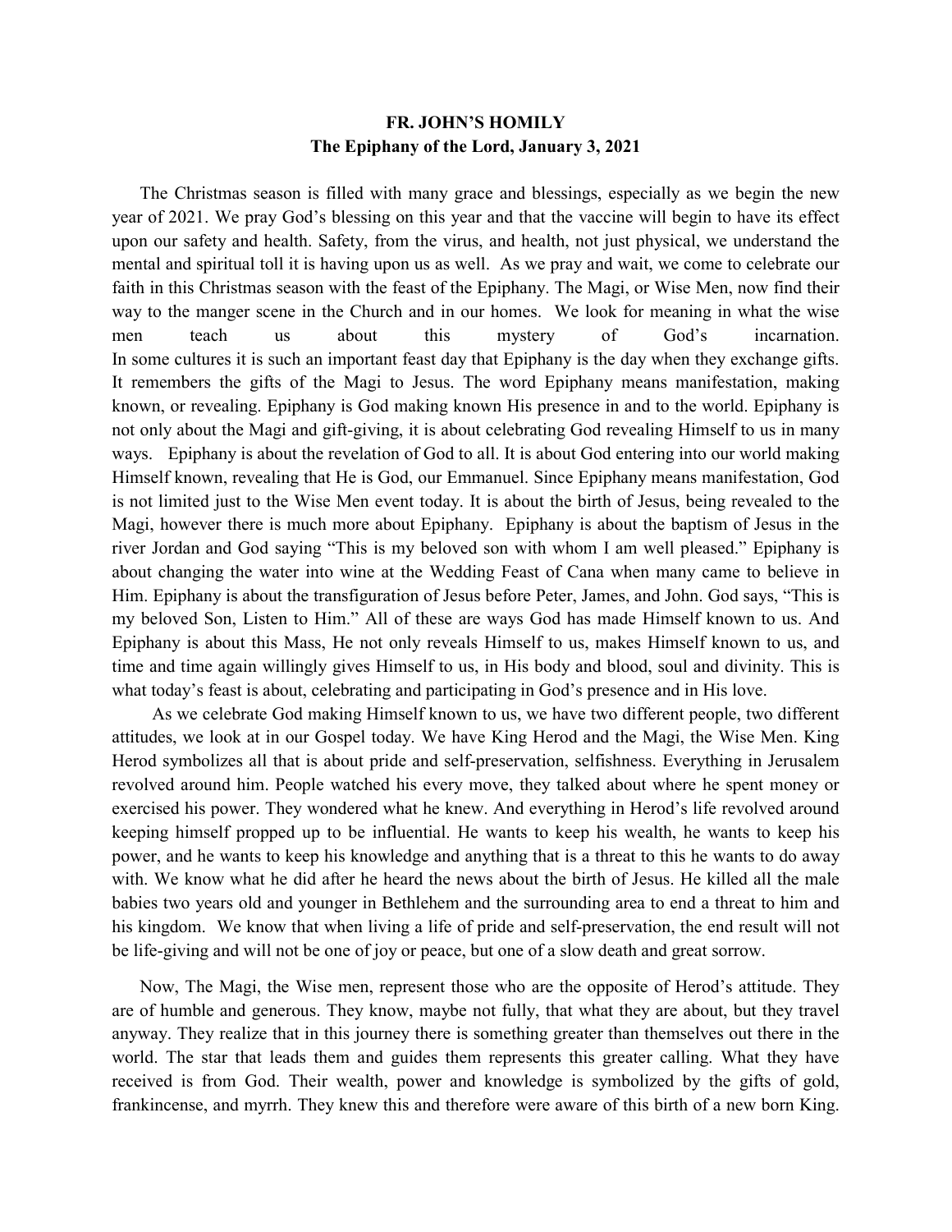**FR. JOHN'S HOMILY**
**The Epiphany of the Lord, January 3, 2021**

The Christmas season is filled with many grace and blessings, especially as we begin the new year of 2021. We pray God's blessing on this year and that the vaccine will begin to have its effect upon our safety and health. Safety, from the virus, and health, not just physical, we understand the mental and spiritual toll it is having upon us as well. As we pray and wait, we come to celebrate our faith in this Christmas season with the feast of the Epiphany. The Magi, or Wise Men, now find their way to the manger scene in the Church and in our homes. We look for meaning in what the wise men teach us about this mystery of God's incarnation.
In some cultures it is such an important feast day that Epiphany is the day when they exchange gifts. It remembers the gifts of the Magi to Jesus. The word Epiphany means manifestation, making known, or revealing. Epiphany is God making known His presence in and to the world. Epiphany is not only about the Magi and gift-giving, it is about celebrating God revealing Himself to us in many ways. Epiphany is about the revelation of God to all. It is about God entering into our world making Himself known, revealing that He is God, our Emmanuel. Since Epiphany means manifestation, God is not limited just to the Wise Men event today. It is about the birth of Jesus, being revealed to the Magi, however there is much more about Epiphany. Epiphany is about the baptism of Jesus in the river Jordan and God saying "This is my beloved son with whom I am well pleased." Epiphany is about changing the water into wine at the Wedding Feast of Cana when many came to believe in Him. Epiphany is about the transfiguration of Jesus before Peter, James, and John. God says, "This is my beloved Son, Listen to Him." All of these are ways God has made Himself known to us. And Epiphany is about this Mass, He not only reveals Himself to us, makes Himself known to us, and time and time again willingly gives Himself to us, in His body and blood, soul and divinity. This is what today's feast is about, celebrating and participating in God's presence and in His love.

As we celebrate God making Himself known to us, we have two different people, two different attitudes, we look at in our Gospel today. We have King Herod and the Magi, the Wise Men. King Herod symbolizes all that is about pride and self-preservation, selfishness. Everything in Jerusalem revolved around him. People watched his every move, they talked about where he spent money or exercised his power. They wondered what he knew. And everything in Herod's life revolved around keeping himself propped up to be influential. He wants to keep his wealth, he wants to keep his power, and he wants to keep his knowledge and anything that is a threat to this he wants to do away with. We know what he did after he heard the news about the birth of Jesus. He killed all the male babies two years old and younger in Bethlehem and the surrounding area to end a threat to him and his kingdom. We know that when living a life of pride and self-preservation, the end result will not be life-giving and will not be one of joy or peace, but one of a slow death and great sorrow.

Now, The Magi, the Wise men, represent those who are the opposite of Herod's attitude. They are of humble and generous. They know, maybe not fully, that what they are about, but they travel anyway. They realize that in this journey there is something greater than themselves out there in the world. The star that leads them and guides them represents this greater calling. What they have received is from God. Their wealth, power and knowledge is symbolized by the gifts of gold, frankincense, and myrrh. They knew this and therefore were aware of this birth of a new born King.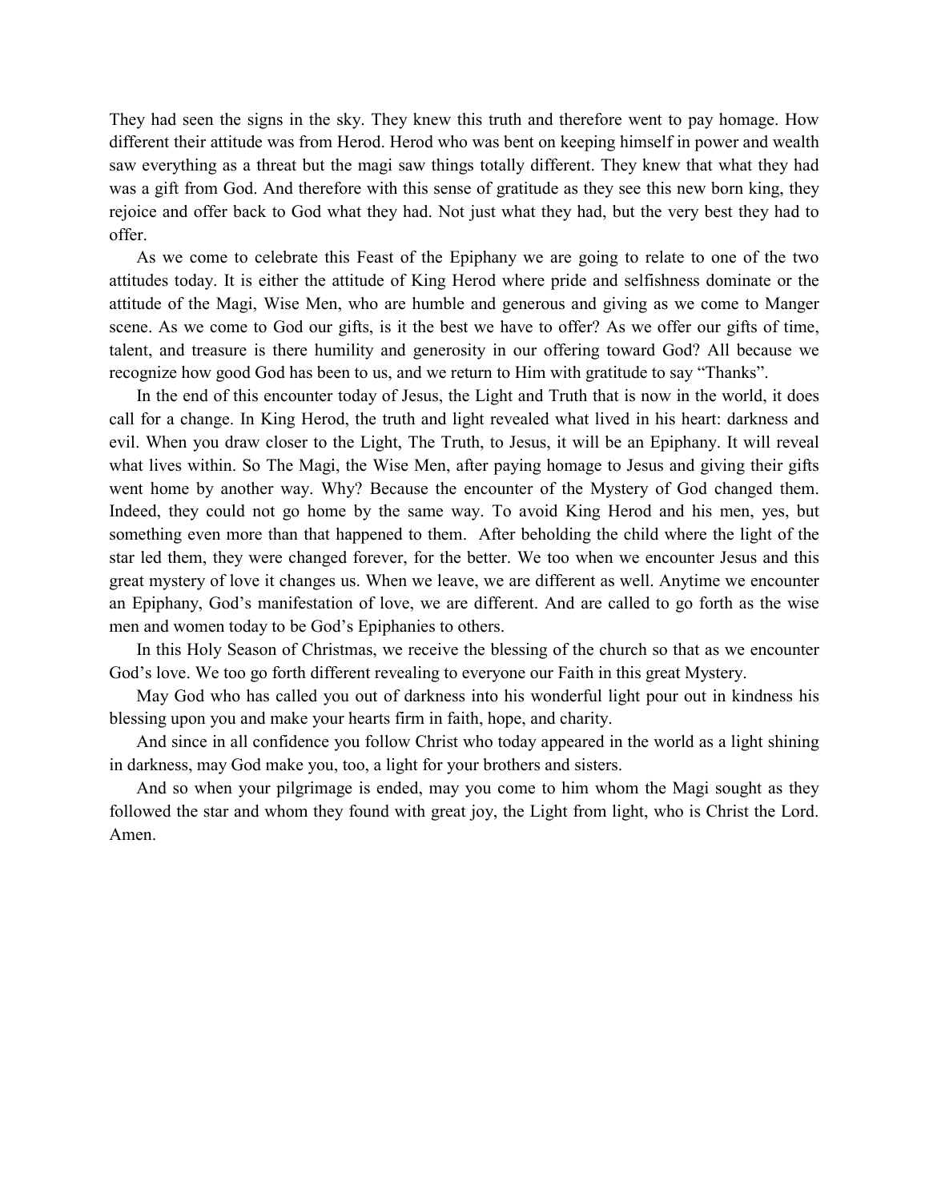They had seen the signs in the sky. They knew this truth and therefore went to pay homage. How different their attitude was from Herod. Herod who was bent on keeping himself in power and wealth saw everything as a threat but the magi saw things totally different. They knew that what they had was a gift from God. And therefore with this sense of gratitude as they see this new born king, they rejoice and offer back to God what they had. Not just what they had, but the very best they had to offer.

As we come to celebrate this Feast of the Epiphany we are going to relate to one of the two attitudes today. It is either the attitude of King Herod where pride and selfishness dominate or the attitude of the Magi, Wise Men, who are humble and generous and giving as we come to Manger scene. As we come to God our gifts, is it the best we have to offer? As we offer our gifts of time, talent, and treasure is there humility and generosity in our offering toward God? All because we recognize how good God has been to us, and we return to Him with gratitude to say "Thanks".

In the end of this encounter today of Jesus, the Light and Truth that is now in the world, it does call for a change. In King Herod, the truth and light revealed what lived in his heart: darkness and evil. When you draw closer to the Light, The Truth, to Jesus, it will be an Epiphany. It will reveal what lives within. So The Magi, the Wise Men, after paying homage to Jesus and giving their gifts went home by another way. Why? Because the encounter of the Mystery of God changed them. Indeed, they could not go home by the same way. To avoid King Herod and his men, yes, but something even more than that happened to them. After beholding the child where the light of the star led them, they were changed forever, for the better. We too when we encounter Jesus and this great mystery of love it changes us. When we leave, we are different as well. Anytime we encounter an Epiphany, God's manifestation of love, we are different. And are called to go forth as the wise men and women today to be God's Epiphanies to others.

In this Holy Season of Christmas, we receive the blessing of the church so that as we encounter God's love. We too go forth different revealing to everyone our Faith in this great Mystery.

May God who has called you out of darkness into his wonderful light pour out in kindness his blessing upon you and make your hearts firm in faith, hope, and charity.

And since in all confidence you follow Christ who today appeared in the world as a light shining in darkness, may God make you, too, a light for your brothers and sisters.

And so when your pilgrimage is ended, may you come to him whom the Magi sought as they followed the star and whom they found with great joy, the Light from light, who is Christ the Lord. Amen.